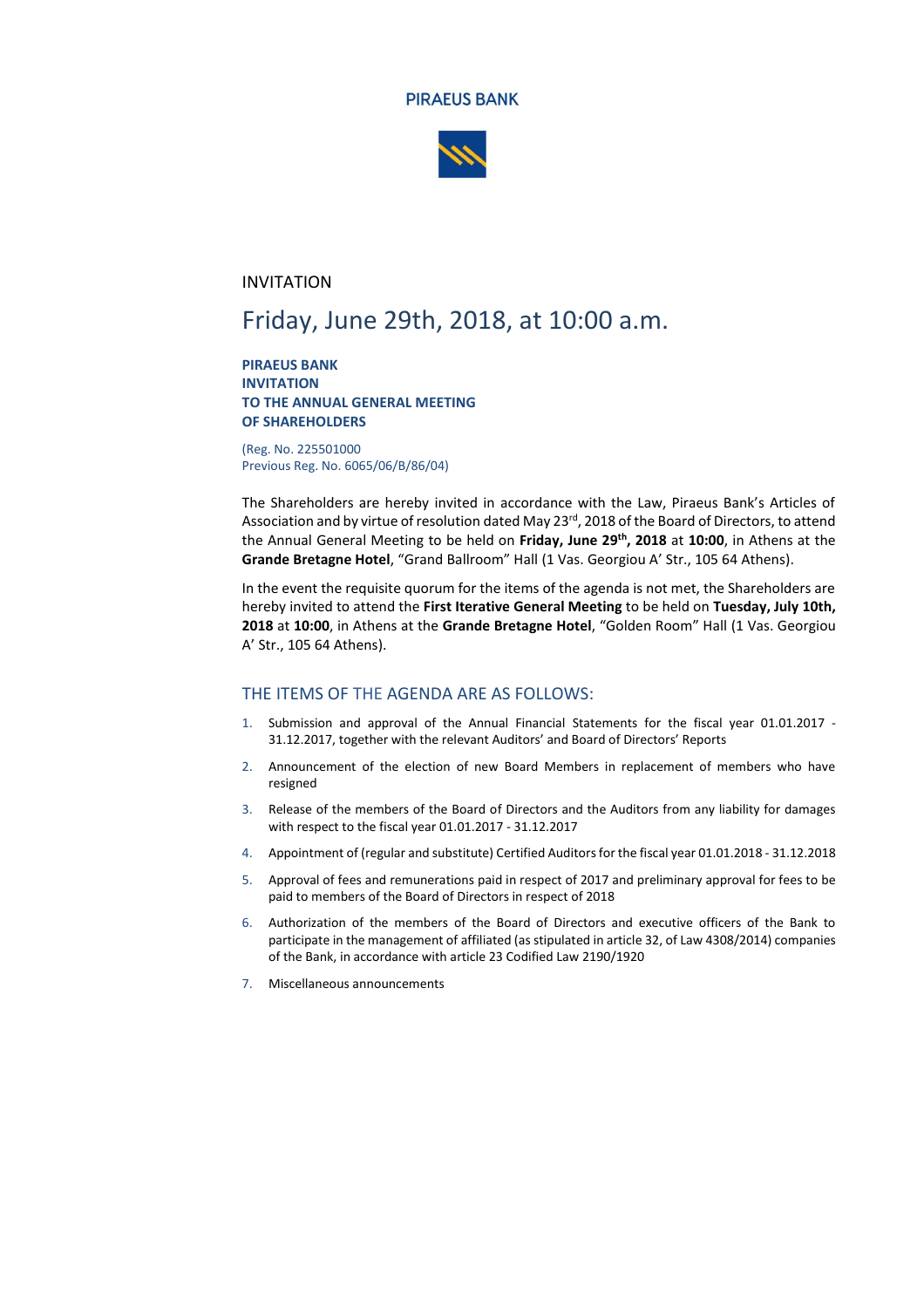# PIRAEUS BANK

INVITATION

## Friday, June 29th, 2018, at 10:00 a.m.

**PIRAEUS BANK**
**INVITATION**
**TO THE ANNUAL GENERAL MEETING**
**OF SHAREHOLDERS**

(Reg. No. 225501000
Previous Reg. No. 6065/06/B/86/04)

The Shareholders are hereby invited in accordance with the Law, Piraeus Bank's Articles of Association and by virtue of resolution dated May 23rd, 2018 of the Board of Directors, to attend the Annual General Meeting to be held on **Friday, June 29th, 2018** at **10:00**, in Athens at the **Grande Bretagne Hotel**, "Grand Ballroom" Hall (1 Vas. Georgiou A' Str., 105 64 Athens).

In the event the requisite quorum for the items of the agenda is not met, the Shareholders are hereby invited to attend the **First Iterative General Meeting** to be held on **Tuesday, July 10th, 2018** at **10:00**, in Athens at the **Grande Bretagne Hotel**, "Golden Room" Hall (1 Vas. Georgiou A' Str., 105 64 Athens).

## THE ITEMS OF THE AGENDA ARE AS FOLLOWS:

1. Submission and approval of the Annual Financial Statements for the fiscal year 01.01.2017 - 31.12.2017, together with the relevant Auditors' and Board of Directors' Reports
2. Announcement of the election of new Board Members in replacement of members who have resigned
3. Release of the members of the Board of Directors and the Auditors from any liability for damages with respect to the fiscal year 01.01.2017 - 31.12.2017
4. Appointment of (regular and substitute) Certified Auditors for the fiscal year 01.01.2018 - 31.12.2018
5. Approval of fees and remunerations paid in respect of 2017 and preliminary approval for fees to be paid to members of the Board of Directors in respect of 2018
6. Authorization of the members of the Board of Directors and executive officers of the Bank to participate in the management of affiliated (as stipulated in article 32, of Law 4308/2014) companies of the Bank, in accordance with article 23 Codified Law 2190/1920
7. Miscellaneous announcements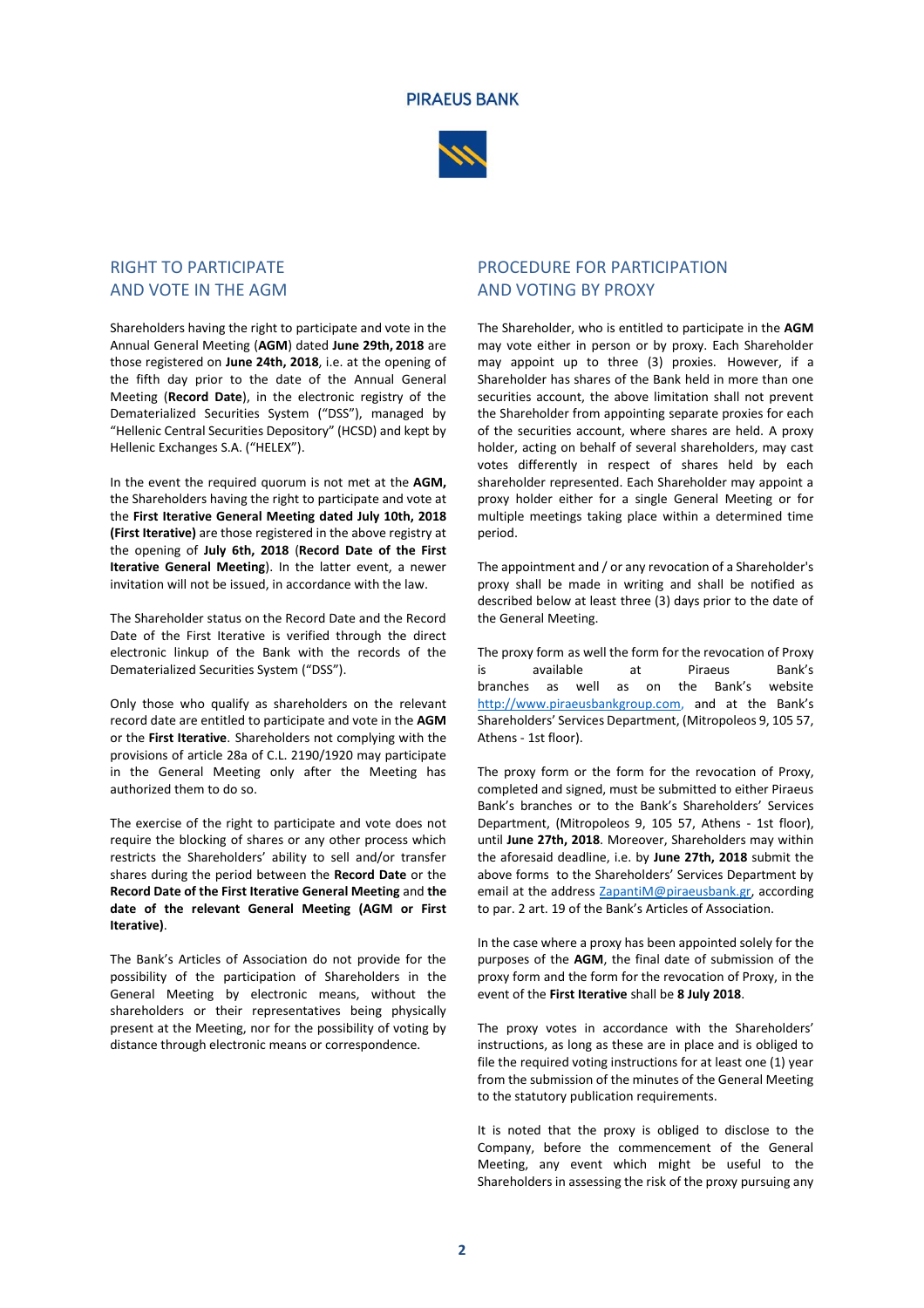PIRAEUS BANK

## RIGHT TO PARTICIPATE AND VOTE IN THE AGM

Shareholders having the right to participate and vote in the Annual General Meeting (**AGM**) dated **June 29th, 2018** are those registered on **June 24th, 2018**, i.e. at the opening of the fifth day prior to the date of the Annual General Meeting (**Record Date**), in the electronic registry of the Dematerialized Securities System ("DSS"), managed by "Hellenic Central Securities Depository" (HCSD) and kept by Hellenic Exchanges S.A. ("HELEX").

In the event the required quorum is not met at the **AGM,** the Shareholders having the right to participate and vote at the **First Iterative General Meeting dated July 10th, 2018 (First Iterative)** are those registered in the above registry at the opening of **July 6th, 2018** (**Record Date of the First Iterative General Meeting**). In the latter event, a newer invitation will not be issued, in accordance with the law.

The Shareholder status on the Record Date and the Record Date of the First Iterative is verified through the direct electronic linkup of the Bank with the records of the Dematerialized Securities System ("DSS").

Only those who qualify as shareholders on the relevant record date are entitled to participate and vote in the **AGM** or the **First Iterative**. Shareholders not complying with the provisions of article 28a of C.L. 2190/1920 may participate in the General Meeting only after the Meeting has authorized them to do so.

The exercise of the right to participate and vote does not require the blocking of shares or any other process which restricts the Shareholders' ability to sell and/or transfer shares during the period between the **Record Date** or the **Record Date of the First Iterative General Meeting** and **the date of the relevant General Meeting (AGM or First Iterative)**.

The Bank's Articles of Association do not provide for the possibility of the participation of Shareholders in the General Meeting by electronic means, without the shareholders or their representatives being physically present at the Meeting, nor for the possibility of voting by distance through electronic means or correspondence.

## PROCEDURE FOR PARTICIPATION AND VOTING BY PROXY

The Shareholder, who is entitled to participate in the **AGM** may vote either in person or by proxy. Each Shareholder may appoint up to three (3) proxies. However, if a Shareholder has shares of the Bank held in more than one securities account, the above limitation shall not prevent the Shareholder from appointing separate proxies for each of the securities account, where shares are held. A proxy holder, acting on behalf of several shareholders, may cast votes differently in respect of shares held by each shareholder represented. Each Shareholder may appoint a proxy holder either for a single General Meeting or for multiple meetings taking place within a determined time period.

The appointment and / or any revocation of a Shareholder's proxy shall be made in writing and shall be notified as described below at least three (3) days prior to the date of the General Meeting.

The proxy form as well the form for the revocation of Proxy is available at Piraeus Bank's branches as well as on the Bank's website http://www.piraeusbankgroup.com, and at the Bank's Shareholders' Services Department, (Mitropoleos 9, 105 57, Athens - 1st floor).

The proxy form or the form for the revocation of Proxy, completed and signed, must be submitted to either Piraeus Bank's branches or to the Bank's Shareholders' Services Department, (Mitropoleos 9, 105 57, Athens - 1st floor), until **June 27th, 2018**. Moreover, Shareholders may within the aforesaid deadline, i.e. by **June 27th, 2018** submit the above forms to the Shareholders' Services Department by email at the address ZapantiM@piraeusbank.gr, according to par. 2 art. 19 of the Bank's Articles of Association.

In the case where a proxy has been appointed solely for the purposes of the **AGM**, the final date of submission of the proxy form and the form for the revocation of Proxy, in the event of the **First Iterative** shall be **8 July 2018**.

The proxy votes in accordance with the Shareholders' instructions, as long as these are in place and is obliged to file the required voting instructions for at least one (1) year from the submission of the minutes of the General Meeting to the statutory publication requirements.

It is noted that the proxy is obliged to disclose to the Company, before the commencement of the General Meeting, any event which might be useful to the Shareholders in assessing the risk of the proxy pursuing any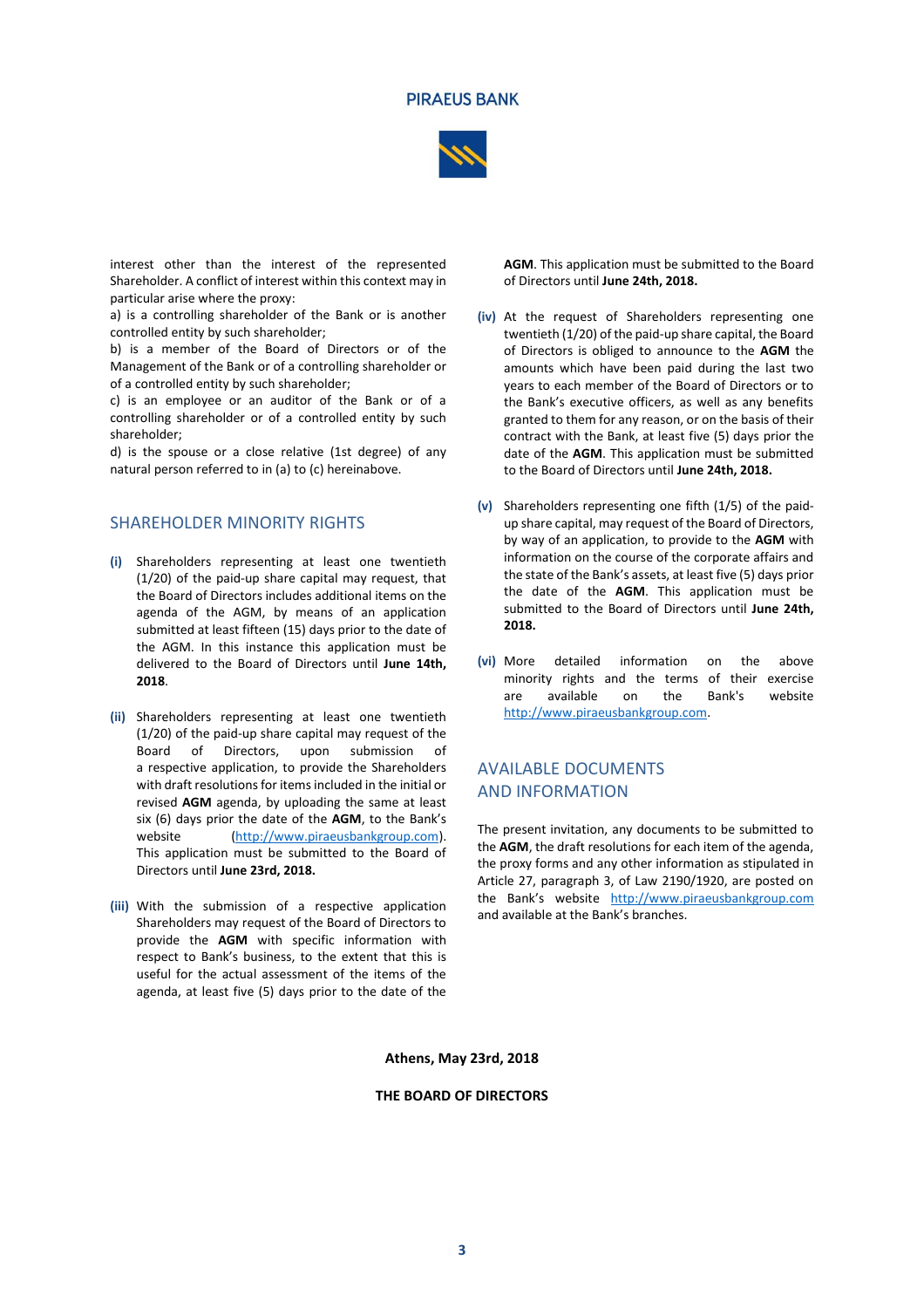interest other than the interest of the represented Shareholder. A conflict of interest within this context may in particular arise where the proxy:

a) is a controlling shareholder of the Bank or is another controlled entity by such shareholder;

b) is a member of the Board of Directors or of the Management of the Bank or of a controlling shareholder or of a controlled entity by such shareholder;

c) is an employee or an auditor of the Bank or of a controlling shareholder or of a controlled entity by such shareholder;

d) is the spouse or a close relative (1st degree) of any natural person referred to in (a) to (c) hereinabove.

## SHAREHOLDER MINORITY RIGHTS

**(i)** Shareholders representing at least one twentieth (1/20) of the paid-up share capital may request, that the Board of Directors includes additional items on the agenda of the AGM, by means of an application submitted at least fifteen (15) days prior to the date of the AGM. In this instance this application must be delivered to the Board of Directors until **June 14th, 2018**.

**(ii)** Shareholders representing at least one twentieth (1/20) of the paid-up share capital may request of the Board of Directors, upon submission of a respective application, to provide the Shareholders with draft resolutions for items included in the initial or revised **AGM** agenda, by uploading the same at least six (6) days prior the date of the **AGM**, to the Bank's website (http://www.piraeusbankgroup.com). This application must be submitted to the Board of Directors until **June 23rd, 2018.**

**(iii)** With the submission of a respective application Shareholders may request of the Board of Directors to provide the **AGM** with specific information with respect to Bank's business, to the extent that this is useful for the actual assessment of the items of the agenda, at least five (5) days prior to the date of the **AGM**. This application must be submitted to the Board of Directors until **June 24th, 2018.**

**(iv)** At the request of Shareholders representing one twentieth (1/20) of the paid-up share capital, the Board of Directors is obliged to announce to the **AGM** the amounts which have been paid during the last two years to each member of the Board of Directors or to the Bank's executive officers, as well as any benefits granted to them for any reason, or on the basis of their contract with the Bank, at least five (5) days prior the date of the **AGM**. This application must be submitted to the Board of Directors until **June 24th, 2018.**

**(v)** Shareholders representing one fifth (1/5) of the paid-up share capital, may request of the Board of Directors, by way of an application, to provide to the **AGM** with information on the course of the corporate affairs and the state of the Bank's assets, at least five (5) days prior the date of the **AGM**. This application must be submitted to the Board of Directors until **June 24th, 2018.**

**(vi)** More detailed information on the above minority rights and the terms of their exercise are available on the Bank's website http://www.piraeusbankgroup.com.

## AVAILABLE DOCUMENTS AND INFORMATION

The present invitation, any documents to be submitted to the **AGM**, the draft resolutions for each item of the agenda, the proxy forms and any other information as stipulated in Article 27, paragraph 3, of Law 2190/1920, are posted on the Bank's website http://www.piraeusbankgroup.com and available at the Bank's branches.

**Athens, May 23rd, 2018**

**THE BOARD OF DIRECTORS**